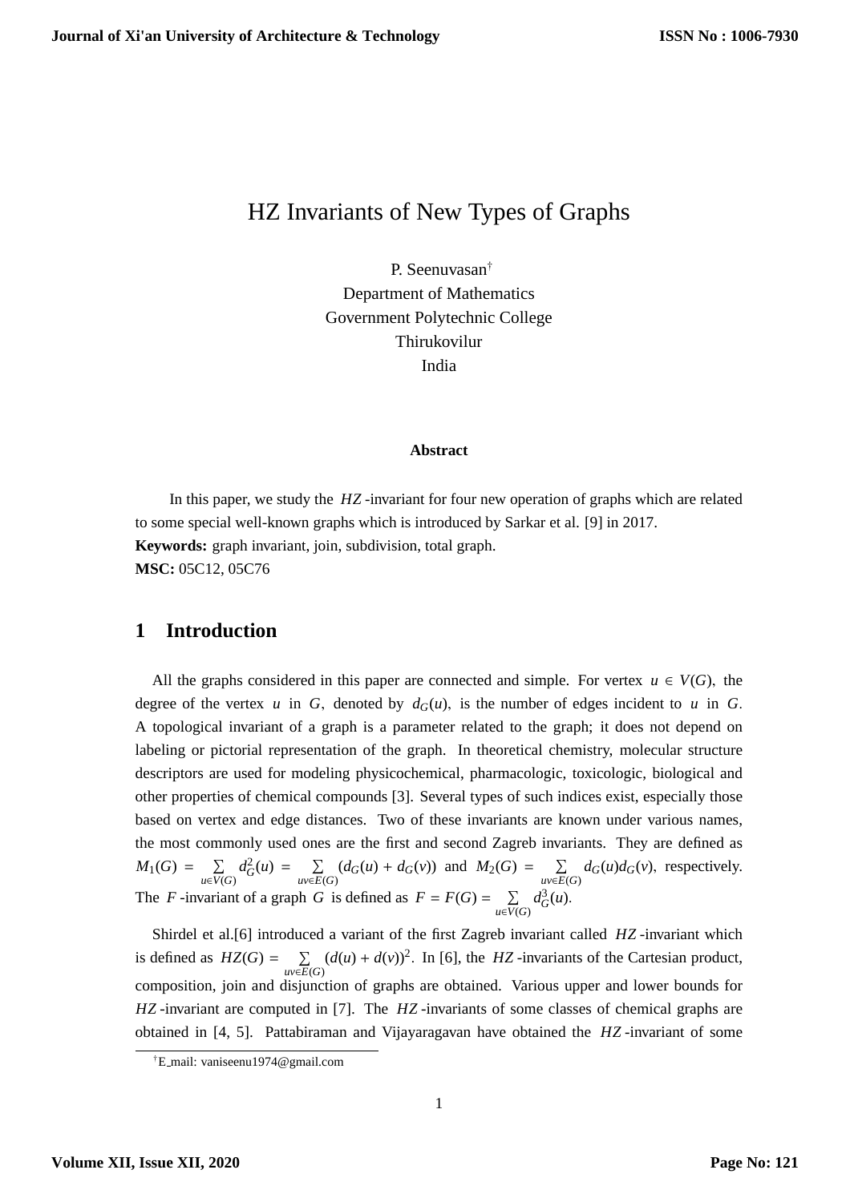# HZ Invariants of New Types of Graphs

P. Seenuvasan[†]
Department of Mathematics
Government Polytechnic College
Thirukovilur
India

**Abstract**

In this paper, we study the $HZ$-invariant for four new operation of graphs which are related to some special well-known graphs which is introduced by Sarkar et al. [9] in 2017.

**Keywords:** graph invariant, join, subdivision, total graph.

**MSC:** 05C12, 05C76

## 1 Introduction

All the graphs considered in this paper are connected and simple. For vertex $u \in V(G)$, the degree of the vertex $u$ in $G$, denoted by $d_G(u)$, is the number of edges incident to $u$ in $G$. A topological invariant of a graph is a parameter related to the graph; it does not depend on labeling or pictorial representation of the graph. In theoretical chemistry, molecular structure descriptors are used for modeling physicochemical, pharmacologic, toxicologic, biological and other properties of chemical compounds [3]. Several types of such indices exist, especially those based on vertex and edge distances. Two of these invariants are known under various names, the most commonly used ones are the first and second Zagreb invariants. They are defined as $M_1(G) = \sum_{u \in V(G)} d_G^2(u) = \sum_{uv \in E(G)} (d_G(u) + d_G(v))$ and $M_2(G) = \sum_{uv \in E(G)} d_G(u) d_G(v)$, respectively. The $F$-invariant of a graph $G$ is defined as $F = F(G) = \sum_{u \in V(G)} d_G^3(u)$.

Shirdel et al.[6] introduced a variant of the first Zagreb invariant called $HZ$-invariant which is defined as $HZ(G) = \sum_{uv \in E(G)} (d(u) + d(v))^2$. In [6], the $HZ$-invariants of the Cartesian product, composition, join and disjunction of graphs are obtained. Various upper and lower bounds for $HZ$-invariant are computed in [7]. The $HZ$-invariants of some classes of chemical graphs are obtained in [4, 5]. Pattabiraman and Vijayaragavan have obtained the $HZ$-invariant of some

[†]E_mail: vaniseenu1974@gmail.com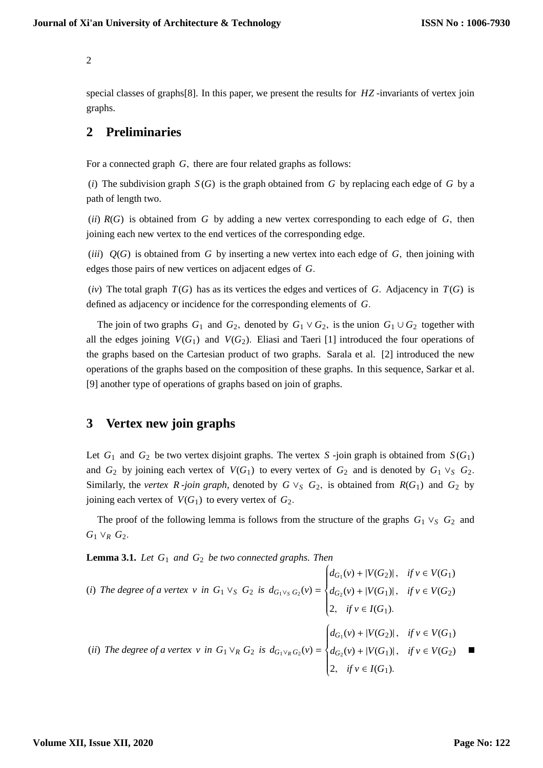special classes of graphs[8]. In this paper, we present the results for $HZ$-invariants of vertex join graphs.

## 2 Preliminaries

For a connected graph $G$, there are four related graphs as follows:

$(i)$ The subdivision graph $S(G)$ is the graph obtained from $G$ by replacing each edge of $G$ by a path of length two.

$(ii)$ $R(G)$ is obtained from $G$ by adding a new vertex corresponding to each edge of $G$, then joining each new vertex to the end vertices of the corresponding edge.

$(iii)$ $Q(G)$ is obtained from $G$ by inserting a new vertex into each edge of $G$, then joining with edges those pairs of new vertices on adjacent edges of $G$.

$(iv)$ The total graph $T(G)$ has as its vertices the edges and vertices of $G$. Adjacency in $T(G)$ is defined as adjacency or incidence for the corresponding elements of $G$.

The join of two graphs $G_1$ and $G_2$, denoted by $G_1 \vee G_2$, is the union $G_1 \cup G_2$ together with all the edges joining $V(G_1)$ and $V(G_2)$. Eliasi and Taeri [1] introduced the four operations of the graphs based on the Cartesian product of two graphs. Sarala et al. [2] introduced the new operations of the graphs based on the composition of these graphs. In this sequence, Sarkar et al. [9] another type of operations of graphs based on join of graphs.

## 3 Vertex new join graphs

Let $G_1$ and $G_2$ be two vertex disjoint graphs. The vertex $S$-join graph is obtained from $S(G_1)$ and $G_2$ by joining each vertex of $V(G_1)$ to every vertex of $G_2$ and is denoted by $G_1 \vee_S G_2$. Similarly, the *vertex $R$-join graph*, denoted by $G \vee_S G_2$, is obtained from $R(G_1)$ and $G_2$ by joining each vertex of $V(G_1)$ to every vertex of $G_2$.

The proof of the following lemma is follows from the structure of the graphs $G_1 \vee_S G_2$ and $G_1 \vee_R G_2$.

**Lemma 3.1.** *Let $G_1$ and $G_2$ be two connected graphs. Then*

$(i)$ *The degree of a vertex $v$ in $G_1 \vee_S G_2$ is*
$$d_{G_1 \vee_S G_2}(v) = \begin{cases} d_{G_1}(v) + |V(G_2)|, & \text{if } v \in V(G_1) \\ d_{G_2}(v) + |V(G_1)|, & \text{if } v \in V(G_2) \\ 2, & \text{if } v \in I(G_1). \end{cases}$$

$(ii)$ *The degree of a vertex $v$ in $G_1 \vee_R G_2$ is*
$$d_{G_1 \vee_R G_2}(v) = \begin{cases} d_{G_1}(v) + |V(G_2)|, & \text{if } v \in V(G_1) \\ d_{G_2}(v) + |V(G_1)|, & \text{if } v \in V(G_2) \\ 2, & \text{if } v \in I(G_1). \end{cases}$$ ■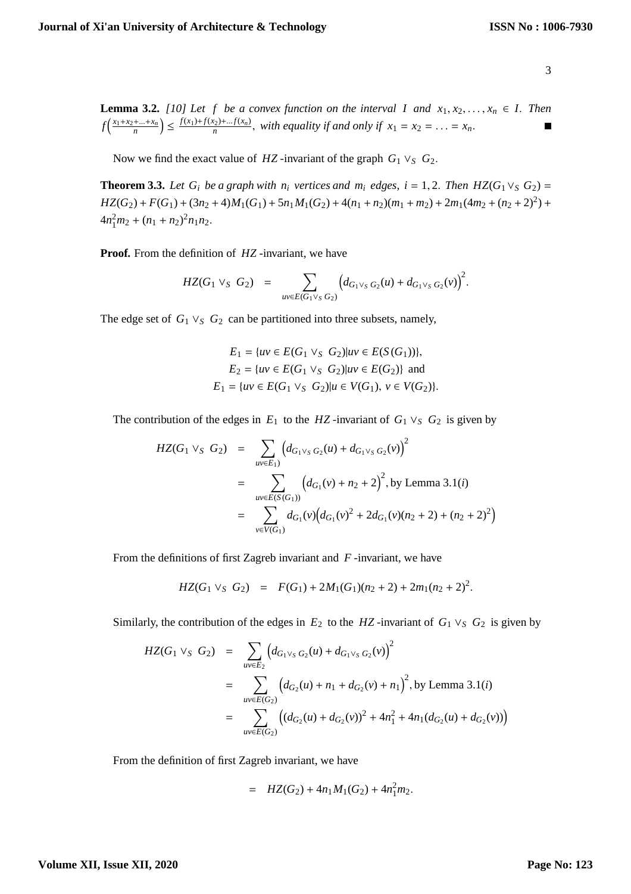**Lemma 3.2.** *[10] Let $f$ be a convex function on the interval $I$ and $x_1, x_2, \ldots, x_n \in I$. Then $f\Big(\frac{x_1+x_2+\ldots+x_n}{n}\Big) \leq \frac{f(x_1)+f(x_2)+\ldots f(x_n)}{n}$, with equality if and only if $x_1 = x_2 = \ldots = x_n$.* ■

Now we find the exact value of $HZ$-invariant of the graph $G_1 \vee_S G_2$.

**Theorem 3.3.** *Let $G_i$ be a graph with $n_i$ vertices and $m_i$ edges, $i = 1, 2$. Then $HZ(G_1 \vee_S G_2) = HZ(G_2) + F(G_1) + (3n_2 + 4)M_1(G_1) + 5n_1 M_1(G_2) + 4(n_1 + n_2)(m_1 + m_2) + 2m_1(4m_2 + (n_2 + 2)^2) + 4n_1^2 m_2 + (n_1 + n_2)^2 n_1 n_2$.*

**Proof.** From the definition of $HZ$-invariant, we have

$$HZ(G_1 \vee_S G_2) = \sum_{uv \in E(G_1 \vee_S G_2)} \Big(d_{G_1 \vee_S G_2}(u) + d_{G_1 \vee_S G_2}(v)\Big)^2.$$

The edge set of $G_1 \vee_S G_2$ can be partitioned into three subsets, namely,

$$\begin{aligned}
E_1 &= \{uv \in E(G_1 \vee_S G_2) | uv \in E(S(G_1))\},\\
E_2 &= \{uv \in E(G_1 \vee_S G_2) | uv \in E(G_2)\} \text{ and}\\
E_1 &= \{uv \in E(G_1 \vee_S G_2) | u \in V(G_1),\ v \in V(G_2)\}.
\end{aligned}$$

The contribution of the edges in $E_1$ to the $HZ$-invariant of $G_1 \vee_S G_2$ is given by

$$\begin{aligned}
HZ(G_1 \vee_S G_2) &= \sum_{uv \in E_1)} \Big(d_{G_1 \vee_S G_2}(u) + d_{G_1 \vee_S G_2}(v)\Big)^2\\
&= \sum_{uv \in E(S(G_1))} \Big(d_{G_1}(v) + n_2 + 2\Big)^2, \text{by Lemma 3.1}(i)\\
&= \sum_{v \in V(G_1)} d_{G_1}(v)\Big(d_{G_1}(v)^2 + 2d_{G_1}(v)(n_2 + 2) + (n_2 + 2)^2\Big)
\end{aligned}$$

From the definitions of first Zagreb invariant and $F$-invariant, we have

$$HZ(G_1 \vee_S G_2) = F(G_1) + 2M_1(G_1)(n_2 + 2) + 2m_1(n_2 + 2)^2.$$

Similarly, the contribution of the edges in $E_2$ to the $HZ$-invariant of $G_1 \vee_S G_2$ is given by

$$\begin{aligned}
HZ(G_1 \vee_S G_2) &= \sum_{uv \in E_2} \Big(d_{G_1 \vee_S G_2}(u) + d_{G_1 \vee_S G_2}(v)\Big)^2\\
&= \sum_{uv \in E(G_2)} \Big(d_{G_2}(u) + n_1 + d_{G_2}(v) + n_1\Big)^2, \text{by Lemma 3.1}(i)\\
&= \sum_{uv \in E(G_2)} \Big((d_{G_2}(u) + d_{G_2}(v))^2 + 4n_1^2 + 4n_1(d_{G_2}(u) + d_{G_2}(v))\Big)
\end{aligned}$$

From the definition of first Zagreb invariant, we have

$$= HZ(G_2) + 4n_1 M_1(G_2) + 4n_1^2 m_2.$$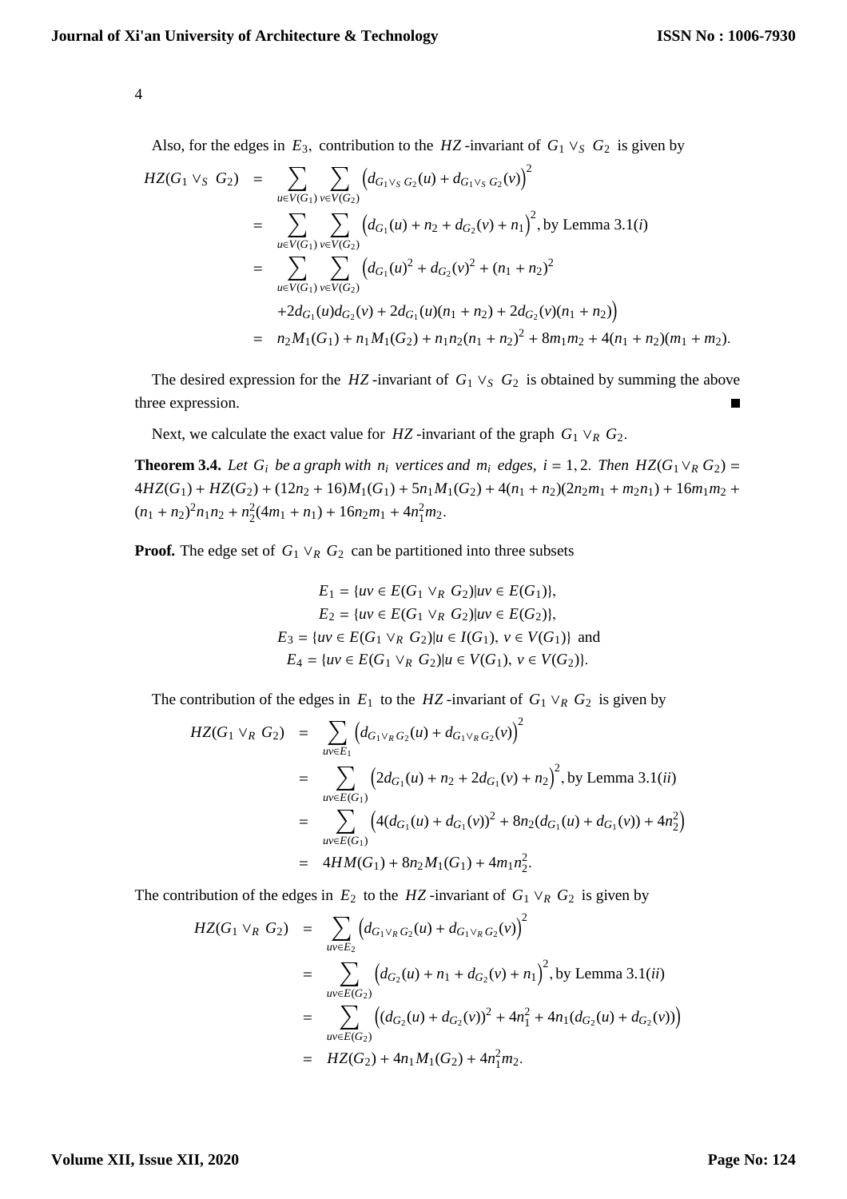Also, for the edges in $E_3$, contribution to the $HZ$-invariant of $G_1 \vee_S G_2$ is given by

$$
\begin{aligned}
HZ(G_1 \vee_S G_2) &= \sum_{u \in V(G_1)} \sum_{v \in V(G_2)} \left(d_{G_1 \vee_S G_2}(u) + d_{G_1 \vee_S G_2}(v)\right)^2 \\
&= \sum_{u \in V(G_1)} \sum_{v \in V(G_2)} \left(d_{G_1}(u) + n_2 + d_{G_2}(v) + n_1\right)^2, \text{by Lemma 3.1}(i) \\
&= \sum_{u \in V(G_1)} \sum_{v \in V(G_2)} \Big(d_{G_1}(u)^2 + d_{G_2}(v)^2 + (n_1 + n_2)^2 \\
&\quad + 2d_{G_1}(u)d_{G_2}(v) + 2d_{G_1}(u)(n_1 + n_2) + 2d_{G_2}(v)(n_1 + n_2)\Big) \\
&= n_2 M_1(G_1) + n_1 M_1(G_2) + n_1 n_2 (n_1 + n_2)^2 + 8m_1 m_2 + 4(n_1 + n_2)(m_1 + m_2).
\end{aligned}
$$

The desired expression for the $HZ$-invariant of $G_1 \vee_S G_2$ is obtained by summing the above three expression. ■

Next, we calculate the exact value for $HZ$-invariant of the graph $G_1 \vee_R G_2$.

**Theorem 3.4.** *Let $G_i$ be a graph with $n_i$ vertices and $m_i$ edges, $i = 1, 2$. Then* $HZ(G_1 \vee_R G_2) = 4HZ(G_1) + HZ(G_2) + (12n_2 + 16)M_1(G_1) + 5n_1 M_1(G_2) + 4(n_1 + n_2)(2n_2 m_1 + m_2 n_1) + 16m_1 m_2 + (n_1 + n_2)^2 n_1 n_2 + n_2^2(4m_1 + n_1) + 16n_2 m_1 + 4n_1^2 m_2$.

**Proof.** The edge set of $G_1 \vee_R G_2$ can be partitioned into three subsets

$$
\begin{aligned}
E_1 &= \{uv \in E(G_1 \vee_R G_2) | uv \in E(G_1)\}, \\
E_2 &= \{uv \in E(G_1 \vee_R G_2) | uv \in E(G_2)\}, \\
E_3 &= \{uv \in E(G_1 \vee_R G_2) | u \in I(G_1),\ v \in V(G_1)\} \text{ and} \\
E_4 &= \{uv \in E(G_1 \vee_R G_2) | u \in V(G_1),\ v \in V(G_2)\}.
\end{aligned}
$$

The contribution of the edges in $E_1$ to the $HZ$-invariant of $G_1 \vee_R G_2$ is given by

$$
\begin{aligned}
HZ(G_1 \vee_R G_2) &= \sum_{uv \in E_1} \left(d_{G_1 \vee_R G_2}(u) + d_{G_1 \vee_R G_2}(v)\right)^2 \\
&= \sum_{uv \in E(G_1)} \left(2d_{G_1}(u) + n_2 + 2d_{G_1}(v) + n_2\right)^2, \text{by Lemma 3.1}(ii) \\
&= \sum_{uv \in E(G_1)} \left(4(d_{G_1}(u) + d_{G_1}(v))^2 + 8n_2(d_{G_1}(u) + d_{G_1}(v)) + 4n_2^2\right) \\
&= 4HM(G_1) + 8n_2 M_1(G_1) + 4m_1 n_2^2.
\end{aligned}
$$

The contribution of the edges in $E_2$ to the $HZ$-invariant of $G_1 \vee_R G_2$ is given by

$$
\begin{aligned}
HZ(G_1 \vee_R G_2) &= \sum_{uv \in E_2} \left(d_{G_1 \vee_R G_2}(u) + d_{G_1 \vee_R G_2}(v)\right)^2 \\
&= \sum_{uv \in E(G_2)} \left(d_{G_2}(u) + n_1 + d_{G_2}(v) + n_1\right)^2, \text{by Lemma 3.1}(ii) \\
&= \sum_{uv \in E(G_2)} \left((d_{G_2}(u) + d_{G_2}(v))^2 + 4n_1^2 + 4n_1(d_{G_2}(u) + d_{G_2}(v))\right) \\
&= HZ(G_2) + 4n_1 M_1(G_2) + 4n_1^2 m_2.
\end{aligned}
$$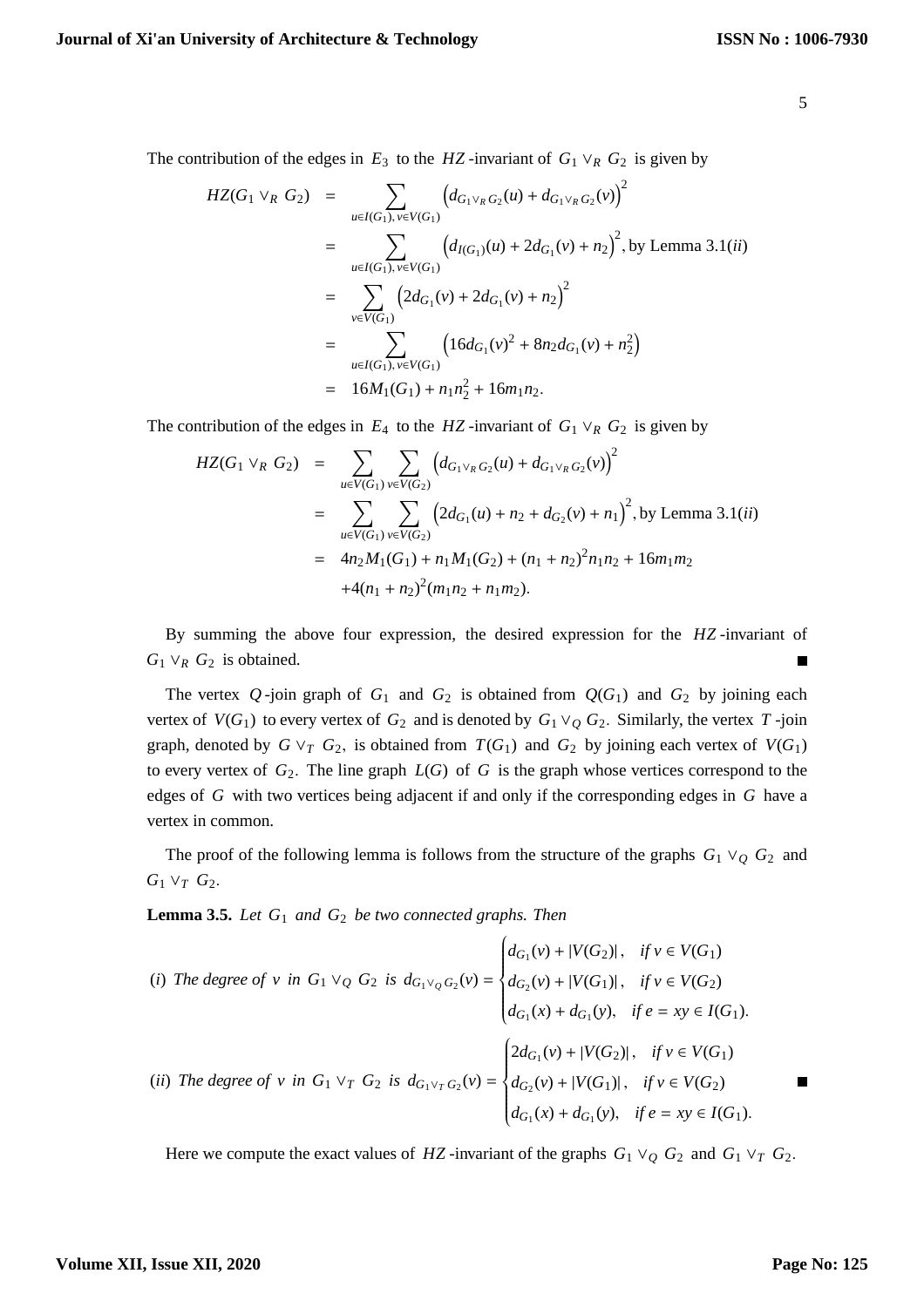The contribution of the edges in $E_3$ to the $HZ$-invariant of $G_1 \vee_R G_2$ is given by

$$\begin{aligned}
HZ(G_1 \vee_R G_2) &= \sum_{u \in I(G_1), v \in V(G_1)} \left(d_{G_1 \vee_R G_2}(u) + d_{G_1 \vee_R G_2}(v)\right)^2 \\
&= \sum_{u \in I(G_1), v \in V(G_1)} \left(d_{I(G_1)}(u) + 2d_{G_1}(v) + n_2\right)^2, \text{by Lemma 3.1}(ii) \\
&= \sum_{v \in V(G_1)} \left(2d_{G_1}(v) + 2d_{G_1}(v) + n_2\right)^2 \\
&= \sum_{u \in I(G_1), v \in V(G_1)} \left(16d_{G_1}(v)^2 + 8n_2 d_{G_1}(v) + n_2^2\right) \\
&= 16M_1(G_1) + n_1 n_2^2 + 16m_1 n_2.
\end{aligned}$$

The contribution of the edges in $E_4$ to the $HZ$-invariant of $G_1 \vee_R G_2$ is given by

$$\begin{aligned}
HZ(G_1 \vee_R G_2) &= \sum_{u \in V(G_1)} \sum_{v \in V(G_2)} \left(d_{G_1 \vee_R G_2}(u) + d_{G_1 \vee_R G_2}(v)\right)^2 \\
&= \sum_{u \in V(G_1)} \sum_{v \in V(G_2)} \left(2d_{G_1}(u) + n_2 + d_{G_2}(v) + n_1\right)^2, \text{by Lemma 3.1}(ii) \\
&= 4n_2 M_1(G_1) + n_1 M_1(G_2) + (n_1 + n_2)^2 n_1 n_2 + 16m_1 m_2 \\
&\quad + 4(n_1 + n_2)^2 (m_1 n_2 + n_1 m_2).
\end{aligned}$$

By summing the above four expression, the desired expression for the $HZ$-invariant of $G_1 \vee_R G_2$ is obtained. ∎

The vertex $Q$-join graph of $G_1$ and $G_2$ is obtained from $Q(G_1)$ and $G_2$ by joining each vertex of $V(G_1)$ to every vertex of $G_2$ and is denoted by $G_1 \vee_Q G_2$. Similarly, the vertex $T$-join graph, denoted by $G \vee_T G_2$, is obtained from $T(G_1)$ and $G_2$ by joining each vertex of $V(G_1)$ to every vertex of $G_2$. The line graph $L(G)$ of $G$ is the graph whose vertices correspond to the edges of $G$ with two vertices being adjacent if and only if the corresponding edges in $G$ have a vertex in common.

The proof of the following lemma is follows from the structure of the graphs $G_1 \vee_Q G_2$ and $G_1 \vee_T G_2$.

**Lemma 3.5.** *Let $G_1$ and $G_2$ be two connected graphs. Then*

$(i)$ *The degree of $v$ in $G_1 \vee_Q G_2$ is* $d_{G_1 \vee_Q G_2}(v) = \begin{cases} d_{G_1}(v) + |V(G_2)|, & \text{if } v \in V(G_1) \\ d_{G_2}(v) + |V(G_1)|, & \text{if } v \in V(G_2) \\ d_{G_1}(x) + d_{G_1}(y), & \text{if } e = xy \in I(G_1). \end{cases}$

$(ii)$ *The degree of $v$ in $G_1 \vee_T G_2$ is* $d_{G_1 \vee_T G_2}(v) = \begin{cases} 2d_{G_1}(v) + |V(G_2)|, & \text{if } v \in V(G_1) \\ d_{G_2}(v) + |V(G_1)|, & \text{if } v \in V(G_2) \\ d_{G_1}(x) + d_{G_1}(y), & \text{if } e = xy \in I(G_1). \end{cases}$ ∎

Here we compute the exact values of $HZ$-invariant of the graphs $G_1 \vee_Q G_2$ and $G_1 \vee_T G_2$.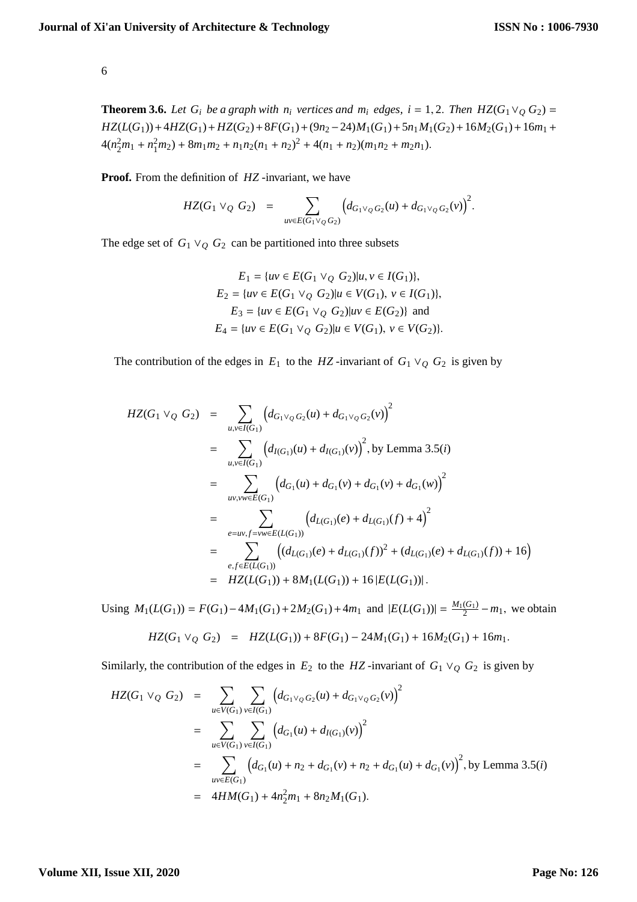**Theorem 3.6.** *Let $G_i$ be a graph with $n_i$ vertices and $m_i$ edges, $i = 1, 2$. Then* $HZ(G_1 \vee_Q G_2) = HZ(L(G_1)) + 4HZ(G_1) + HZ(G_2) + 8F(G_1) + (9n_2 - 24)M_1(G_1) + 5n_1 M_1(G_2) + 16M_2(G_1) + 16m_1 + 4(n_2^2 m_1 + n_1^2 m_2) + 8m_1 m_2 + n_1 n_2 (n_1 + n_2)^2 + 4(n_1 + n_2)(m_1 n_2 + m_2 n_1)$.

**Proof.** From the definition of $HZ$-invariant, we have

$$HZ(G_1 \vee_Q G_2) = \sum_{uv \in E(G_1 \vee_Q G_2)} \left(d_{G_1 \vee_Q G_2}(u) + d_{G_1 \vee_Q G_2}(v)\right)^2.$$

The edge set of $G_1 \vee_Q G_2$ can be partitioned into three subsets

$$E_1 = \{uv \in E(G_1 \vee_Q G_2) | u, v \in I(G_1)\},$$
$$E_2 = \{uv \in E(G_1 \vee_Q G_2) | u \in V(G_1),\ v \in I(G_1)\},$$
$$E_3 = \{uv \in E(G_1 \vee_Q G_2) | uv \in E(G_2)\} \text{ and}$$
$$E_4 = \{uv \in E(G_1 \vee_Q G_2) | u \in V(G_1),\ v \in V(G_2)\}.$$

The contribution of the edges in $E_1$ to the $HZ$-invariant of $G_1 \vee_Q G_2$ is given by

$$\begin{aligned}
HZ(G_1 \vee_Q G_2) &= \sum_{u,v \in I(G_1)} \left(d_{G_1 \vee_Q G_2}(u) + d_{G_1 \vee_Q G_2}(v)\right)^2 \\
&= \sum_{u,v \in I(G_1)} \left(d_{I(G_1)}(u) + d_{I(G_1)}(v)\right)^2, \text{ by Lemma 3.5}(i) \\
&= \sum_{uv, vw \in E(G_1)} \left(d_{G_1}(u) + d_{G_1}(v) + d_{G_1}(v) + d_{G_1}(w)\right)^2 \\
&= \sum_{e=uv, f=vw \in E(L(G_1))} \left(d_{L(G_1)}(e) + d_{L(G_1)}(f) + 4\right)^2 \\
&= \sum_{e, f \in E(L(G_1))} \left((d_{L(G_1)}(e) + d_{L(G_1)}(f))^2 + (d_{L(G_1)}(e) + d_{L(G_1)}(f)) + 16\right) \\
&= HZ(L(G_1)) + 8M_1(L(G_1)) + 16\,|E(L(G_1))|.
\end{aligned}$$

Using $M_1(L(G_1)) = F(G_1) - 4M_1(G_1) + 2M_2(G_1) + 4m_1$ and $|E(L(G_1))| = \frac{M_1(G_1)}{2} - m_1$, we obtain

$$HZ(G_1 \vee_Q G_2) = HZ(L(G_1)) + 8F(G_1) - 24M_1(G_1) + 16M_2(G_1) + 16m_1.$$

Similarly, the contribution of the edges in $E_2$ to the $HZ$-invariant of $G_1 \vee_Q G_2$ is given by

$$\begin{aligned}
HZ(G_1 \vee_Q G_2) &= \sum_{u \in V(G_1)} \sum_{v \in I(G_1)} \left(d_{G_1 \vee_Q G_2}(u) + d_{G_1 \vee_Q G_2}(v)\right)^2 \\
&= \sum_{u \in V(G_1)} \sum_{v \in I(G_1)} \left(d_{G_1}(u) + d_{I(G_1)}(v)\right)^2 \\
&= \sum_{uv \in E(G_1)} \left(d_{G_1}(u) + n_2 + d_{G_1}(v) + n_2 + d_{G_1}(u) + d_{G_1}(v)\right)^2, \text{ by Lemma 3.5}(i) \\
&= 4HM(G_1) + 4n_2^2 m_1 + 8n_2 M_1(G_1).
\end{aligned}$$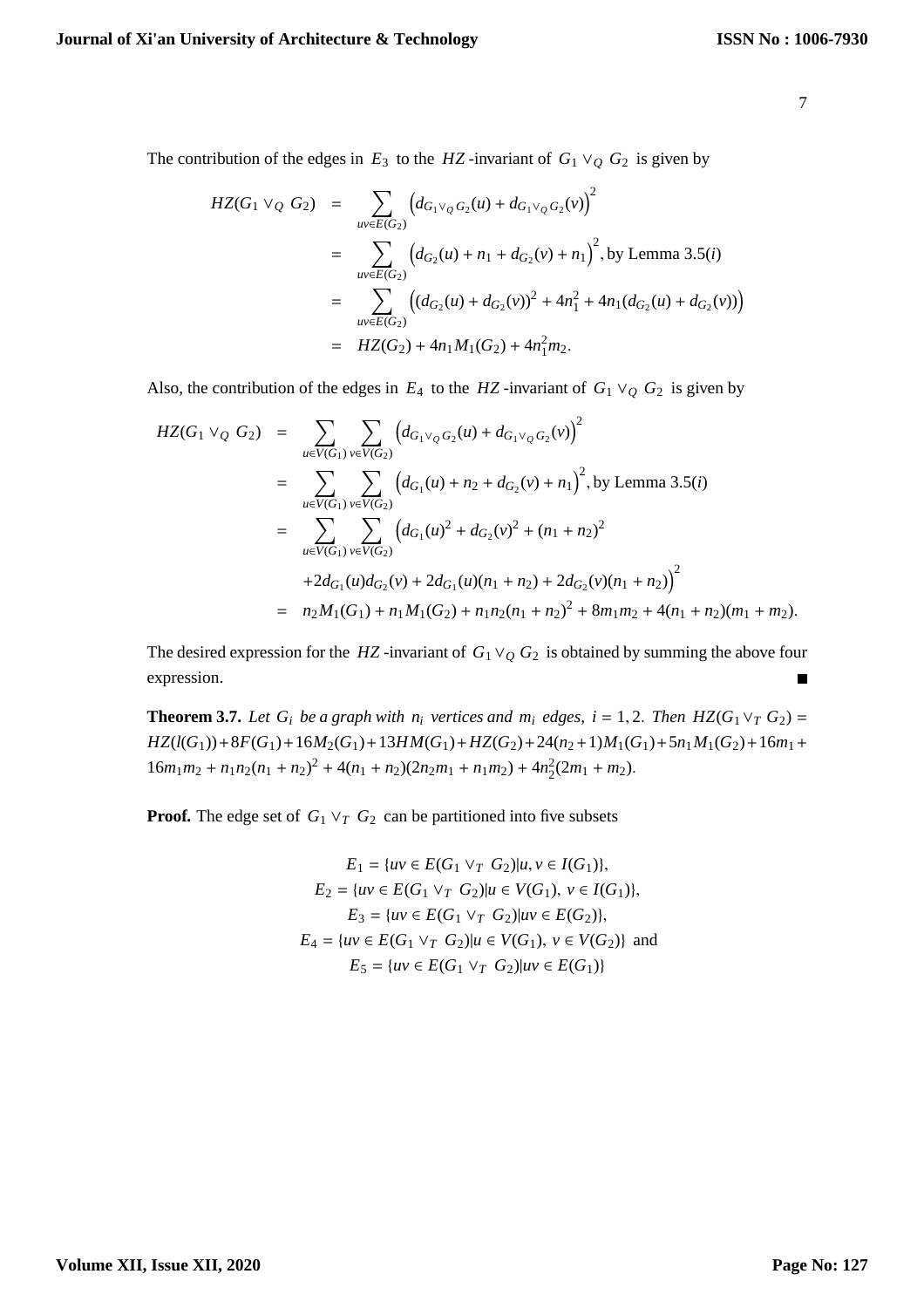The contribution of the edges in $E_3$ to the $HZ$-invariant of $G_1 \vee_Q G_2$ is given by

$$
\begin{aligned}
HZ(G_1 \vee_Q G_2) &= \sum_{uv \in E(G_2)} \left(d_{G_1 \vee_Q G_2}(u) + d_{G_1 \vee_Q G_2}(v)\right)^2 \\
&= \sum_{uv \in E(G_2)} \left(d_{G_2}(u) + n_1 + d_{G_2}(v) + n_1\right)^2, \text{by Lemma 3.5}(i) \\
&= \sum_{uv \in E(G_2)} \left((d_{G_2}(u) + d_{G_2}(v))^2 + 4n_1^2 + 4n_1(d_{G_2}(u) + d_{G_2}(v))\right) \\
&= HZ(G_2) + 4n_1 M_1(G_2) + 4n_1^2 m_2.
\end{aligned}
$$

Also, the contribution of the edges in $E_4$ to the $HZ$-invariant of $G_1 \vee_Q G_2$ is given by

$$
\begin{aligned}
HZ(G_1 \vee_Q G_2) &= \sum_{u \in V(G_1)} \sum_{v \in V(G_2)} \left(d_{G_1 \vee_Q G_2}(u) + d_{G_1 \vee_Q G_2}(v)\right)^2 \\
&= \sum_{u \in V(G_1)} \sum_{v \in V(G_2)} \left(d_{G_1}(u) + n_2 + d_{G_2}(v) + n_1\right)^2, \text{by Lemma 3.5}(i) \\
&= \sum_{u \in V(G_1)} \sum_{v \in V(G_2)} \Big(d_{G_1}(u)^2 + d_{G_2}(v)^2 + (n_1 + n_2)^2 \\
&\quad + 2d_{G_1}(u)d_{G_2}(v) + 2d_{G_1}(u)(n_1 + n_2) + 2d_{G_2}(v)(n_1 + n_2)\Big)^2 \\
&= n_2 M_1(G_1) + n_1 M_1(G_2) + n_1 n_2 (n_1 + n_2)^2 + 8m_1 m_2 + 4(n_1 + n_2)(m_1 + m_2).
\end{aligned}
$$

The desired expression for the $HZ$-invariant of $G_1 \vee_Q G_2$ is obtained by summing the above four expression. ■

**Theorem 3.7.** *Let $G_i$ be a graph with $n_i$ vertices and $m_i$ edges, $i = 1, 2$. Then* $HZ(G_1 \vee_T G_2) = HZ(l(G_1)) + 8F(G_1) + 16M_2(G_1) + 13HM(G_1) + HZ(G_2) + 24(n_2+1)M_1(G_1) + 5n_1 M_1(G_2) + 16m_1 + 16m_1 m_2 + n_1 n_2 (n_1 + n_2)^2 + 4(n_1 + n_2)(2n_2 m_1 + n_1 m_2) + 4n_2^2(2m_1 + m_2)$.

**Proof.** The edge set of $G_1 \vee_T G_2$ can be partitioned into five subsets

$$
\begin{aligned}
E_1 &= \{uv \in E(G_1 \vee_T G_2) | u, v \in I(G_1)\}, \\
E_2 &= \{uv \in E(G_1 \vee_T G_2) | u \in V(G_1),\ v \in I(G_1)\}, \\
E_3 &= \{uv \in E(G_1 \vee_T G_2) | uv \in E(G_2)\}, \\
E_4 &= \{uv \in E(G_1 \vee_T G_2) | u \in V(G_1),\ v \in V(G_2)\} \text{ and} \\
E_5 &= \{uv \in E(G_1 \vee_T G_2) | uv \in E(G_1)\}
\end{aligned}
$$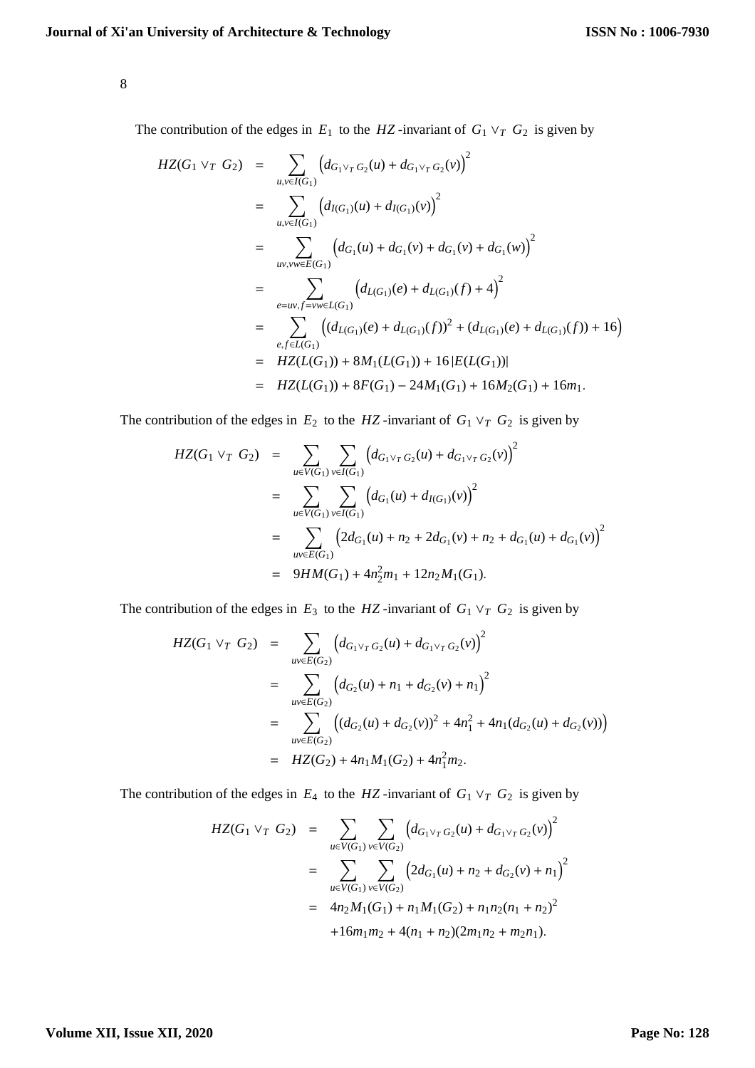The contribution of the edges in $E_1$ to the $HZ$-invariant of $G_1 \vee_T G_2$ is given by

$$
\begin{aligned}
HZ(G_1 \vee_T G_2) &= \sum_{u,v \in I(G_1)} \left( d_{G_1 \vee_T G_2}(u) + d_{G_1 \vee_T G_2}(v) \right)^2 \\
&= \sum_{u,v \in I(G_1)} \left( d_{I(G_1)}(u) + d_{I(G_1)}(v) \right)^2 \\
&= \sum_{uv,vw \in E(G_1)} \left( d_{G_1}(u) + d_{G_1}(v) + d_{G_1}(v) + d_{G_1}(w) \right)^2 \\
&= \sum_{e=uv, f=vw \in L(G_1)} \left( d_{L(G_1)}(e) + d_{L(G_1)}(f) + 4 \right)^2 \\
&= \sum_{e,f \in L(G_1)} \left( (d_{L(G_1)}(e) + d_{L(G_1)}(f))^2 + (d_{L(G_1)}(e) + d_{L(G_1)}(f)) + 16 \right) \\
&= HZ(L(G_1)) + 8M_1(L(G_1)) + 16\,|E(L(G_1))| \\
&= HZ(L(G_1)) + 8F(G_1) - 24M_1(G_1) + 16M_2(G_1) + 16m_1.
\end{aligned}
$$

The contribution of the edges in $E_2$ to the $HZ$-invariant of $G_1 \vee_T G_2$ is given by

$$
\begin{aligned}
HZ(G_1 \vee_T G_2) &= \sum_{u \in V(G_1)} \sum_{v \in I(G_1)} \left( d_{G_1 \vee_T G_2}(u) + d_{G_1 \vee_T G_2}(v) \right)^2 \\
&= \sum_{u \in V(G_1)} \sum_{v \in I(G_1)} \left( d_{G_1}(u) + d_{I(G_1)}(v) \right)^2 \\
&= \sum_{uv \in E(G_1)} \left( 2d_{G_1}(u) + n_2 + 2d_{G_1}(v) + n_2 + d_{G_1}(u) + d_{G_1}(v) \right)^2 \\
&= 9HM(G_1) + 4n_2^2 m_1 + 12n_2 M_1(G_1).
\end{aligned}
$$

The contribution of the edges in $E_3$ to the $HZ$-invariant of $G_1 \vee_T G_2$ is given by

$$
\begin{aligned}
HZ(G_1 \vee_T G_2) &= \sum_{uv \in E(G_2)} \left( d_{G_1 \vee_T G_2}(u) + d_{G_1 \vee_T G_2}(v) \right)^2 \\
&= \sum_{uv \in E(G_2)} \left( d_{G_2}(u) + n_1 + d_{G_2}(v) + n_1 \right)^2 \\
&= \sum_{uv \in E(G_2)} \left( (d_{G_2}(u) + d_{G_2}(v))^2 + 4n_1^2 + 4n_1(d_{G_2}(u) + d_{G_2}(v)) \right) \\
&= HZ(G_2) + 4n_1 M_1(G_2) + 4n_1^2 m_2.
\end{aligned}
$$

The contribution of the edges in $E_4$ to the $HZ$-invariant of $G_1 \vee_T G_2$ is given by

$$
\begin{aligned}
HZ(G_1 \vee_T G_2) &= \sum_{u \in V(G_1)} \sum_{v \in V(G_2)} \left( d_{G_1 \vee_T G_2}(u) + d_{G_1 \vee_T G_2}(v) \right)^2 \\
&= \sum_{u \in V(G_1)} \sum_{v \in V(G_2)} \left( 2d_{G_1}(u) + n_2 + d_{G_2}(v) + n_1 \right)^2 \\
&= 4n_2 M_1(G_1) + n_1 M_1(G_2) + n_1 n_2 (n_1 + n_2)^2 \\
&\quad + 16m_1 m_2 + 4(n_1 + n_2)(2m_1 n_2 + m_2 n_1).
\end{aligned}
$$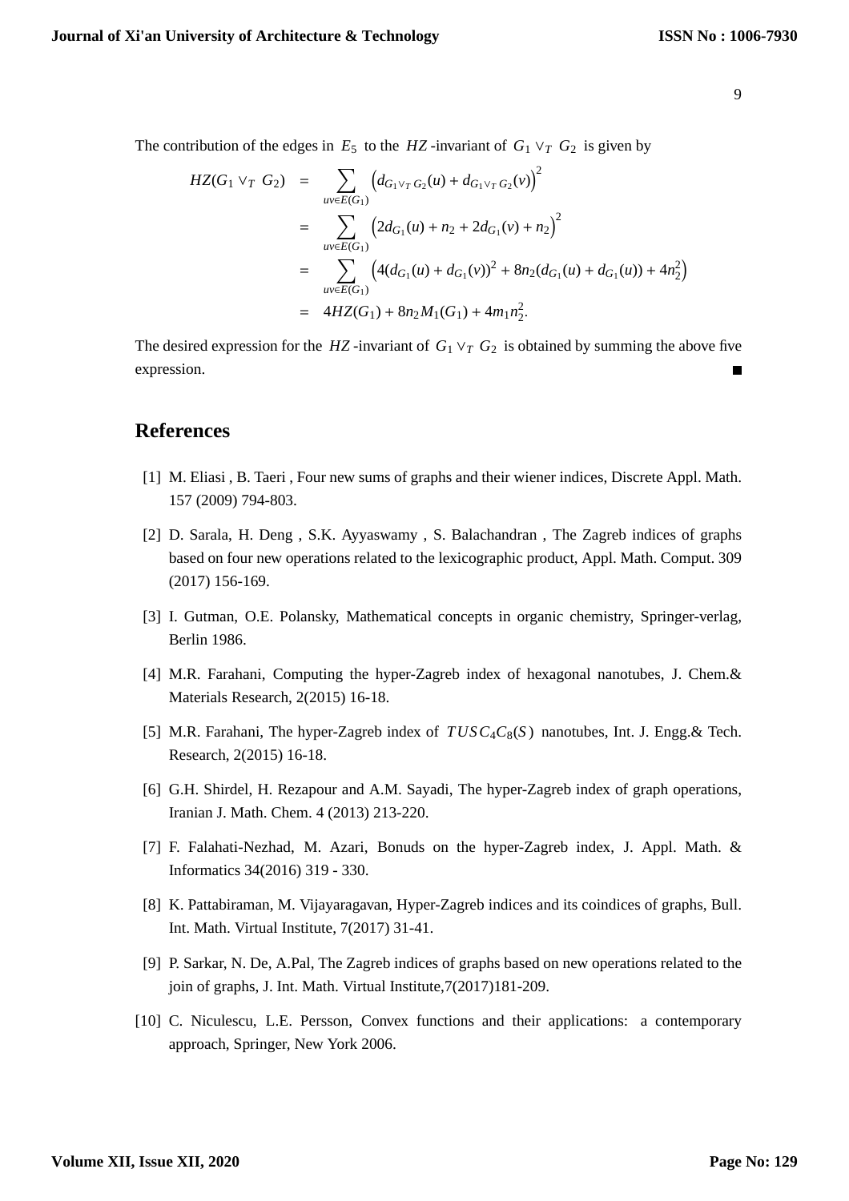The contribution of the edges in $E_5$ to the $HZ$-invariant of $G_1 \vee_T G_2$ is given by

$$
\begin{aligned}
HZ(G_1 \vee_T G_2) &= \sum_{uv \in E(G_1)} \left(d_{G_1 \vee_T G_2}(u) + d_{G_1 \vee_T G_2}(v)\right)^2 \\
&= \sum_{uv \in E(G_1)} \left(2d_{G_1}(u) + n_2 + 2d_{G_1}(v) + n_2\right)^2 \\
&= \sum_{uv \in E(G_1)} \left(4(d_{G_1}(u) + d_{G_1}(v))^2 + 8n_2(d_{G_1}(u) + d_{G_1}(u)) + 4n_2^2\right) \\
&= 4HZ(G_1) + 8n_2 M_1(G_1) + 4m_1 n_2^2.
\end{aligned}
$$

The desired expression for the $HZ$-invariant of $G_1 \vee_T G_2$ is obtained by summing the above five expression. ■

## References

[1] M. Eliasi , B. Taeri , Four new sums of graphs and their wiener indices, Discrete Appl. Math. 157 (2009) 794-803.

[2] D. Sarala, H. Deng , S.K. Ayyaswamy , S. Balachandran , The Zagreb indices of graphs based on four new operations related to the lexicographic product, Appl. Math. Comput. 309 (2017) 156-169.

[3] I. Gutman, O.E. Polansky, Mathematical concepts in organic chemistry, Springer-verlag, Berlin 1986.

[4] M.R. Farahani, Computing the hyper-Zagreb index of hexagonal nanotubes, J. Chem.& Materials Research, 2(2015) 16-18.

[5] M.R. Farahani, The hyper-Zagreb index of $TUSC_4C_8(S)$ nanotubes, Int. J. Engg.& Tech. Research, 2(2015) 16-18.

[6] G.H. Shirdel, H. Rezapour and A.M. Sayadi, The hyper-Zagreb index of graph operations, Iranian J. Math. Chem. 4 (2013) 213-220.

[7] F. Falahati-Nezhad, M. Azari, Bonuds on the hyper-Zagreb index, J. Appl. Math. & Informatics 34(2016) 319 - 330.

[8] K. Pattabiraman, M. Vijayaragavan, Hyper-Zagreb indices and its coindices of graphs, Bull. Int. Math. Virtual Institute, 7(2017) 31-41.

[9] P. Sarkar, N. De, A.Pal, The Zagreb indices of graphs based on new operations related to the join of graphs, J. Int. Math. Virtual Institute,7(2017)181-209.

[10] C. Niculescu, L.E. Persson, Convex functions and their applications: a contemporary approach, Springer, New York 2006.